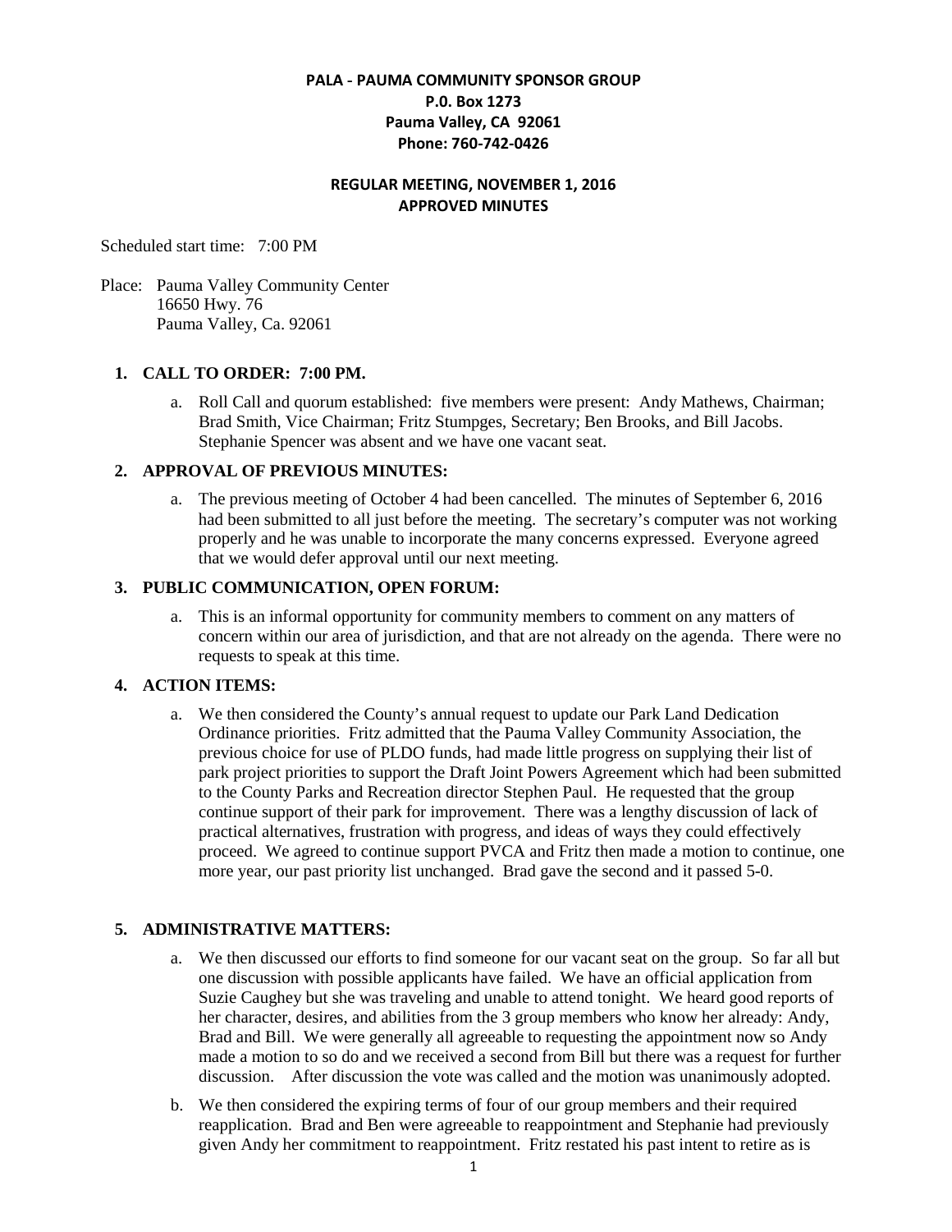**PALA - PAUMA COMMUNITY SPONSOR GROUP**
**P.0. Box 1273**
**Pauma Valley, CA 92061**
**Phone: 760-742-0426**

**REGULAR MEETING, NOVEMBER 1, 2016**
**APPROVED MINUTES**

Scheduled start time: 7:00 PM

Place: Pauma Valley Community Center
16650 Hwy. 76
Pauma Valley, Ca. 92061

1. **CALL TO ORDER: 7:00 PM.**
   a. Roll Call and quorum established: five members were present: Andy Mathews, Chairman; Brad Smith, Vice Chairman; Fritz Stumpges, Secretary; Ben Brooks, and Bill Jacobs. Stephanie Spencer was absent and we have one vacant seat.

2. **APPROVAL OF PREVIOUS MINUTES:**
   a. The previous meeting of October 4 had been cancelled. The minutes of September 6, 2016 had been submitted to all just before the meeting. The secretary's computer was not working properly and he was unable to incorporate the many concerns expressed. Everyone agreed that we would defer approval until our next meeting.

3. **PUBLIC COMMUNICATION, OPEN FORUM:**
   a. This is an informal opportunity for community members to comment on any matters of concern within our area of jurisdiction, and that are not already on the agenda. There were no requests to speak at this time.

4. **ACTION ITEMS:**
   a. We then considered the County's annual request to update our Park Land Dedication Ordinance priorities. Fritz admitted that the Pauma Valley Community Association, the previous choice for use of PLDO funds, had made little progress on supplying their list of park project priorities to support the Draft Joint Powers Agreement which had been submitted to the County Parks and Recreation director Stephen Paul. He requested that the group continue support of their park for improvement. There was a lengthy discussion of lack of practical alternatives, frustration with progress, and ideas of ways they could effectively proceed. We agreed to continue support PVCA and Fritz then made a motion to continue, one more year, our past priority list unchanged. Brad gave the second and it passed 5-0.

5. **ADMINISTRATIVE MATTERS:**
   a. We then discussed our efforts to find someone for our vacant seat on the group. So far all but one discussion with possible applicants have failed. We have an official application from Suzie Caughey but she was traveling and unable to attend tonight. We heard good reports of her character, desires, and abilities from the 3 group members who know her already: Andy, Brad and Bill. We were generally all agreeable to requesting the appointment now so Andy made a motion to so do and we received a second from Bill but there was a request for further discussion. After discussion the vote was called and the motion was unanimously adopted.
   b. We then considered the expiring terms of four of our group members and their required reapplication. Brad and Ben were agreeable to reappointment and Stephanie had previously given Andy her commitment to reappointment. Fritz restated his past intent to retire as is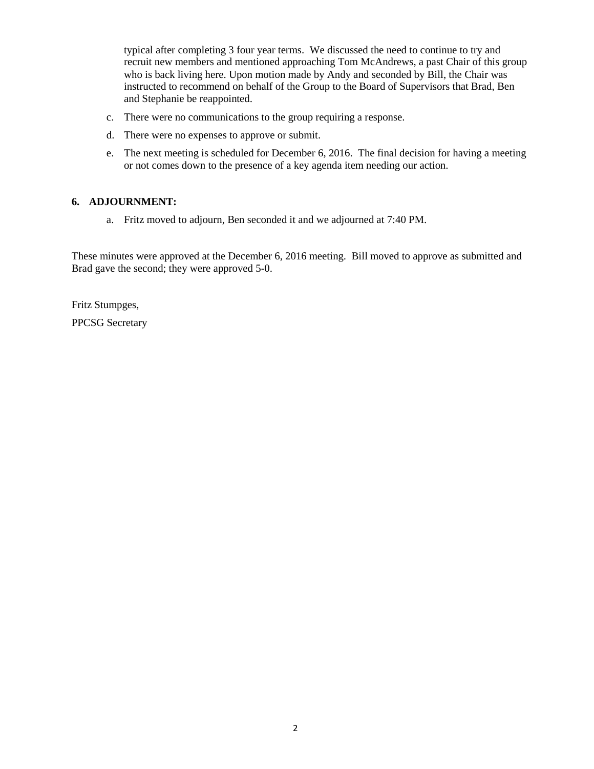typical after completing 3 four year terms. We discussed the need to continue to try and recruit new members and mentioned approaching Tom McAndrews, a past Chair of this group who is back living here. Upon motion made by Andy and seconded by Bill, the Chair was instructed to recommend on behalf of the Group to the Board of Supervisors that Brad, Ben and Stephanie be reappointed.

c. There were no communications to the group requiring a response.

d. There were no expenses to approve or submit.

e. The next meeting is scheduled for December 6, 2016. The final decision for having a meeting or not comes down to the presence of a key agenda item needing our action.

**6. ADJOURNMENT:**

a. Fritz moved to adjourn, Ben seconded it and we adjourned at 7:40 PM.

These minutes were approved at the December 6, 2016 meeting. Bill moved to approve as submitted and Brad gave the second; they were approved 5-0.

Fritz Stumpges,

PPCSG Secretary